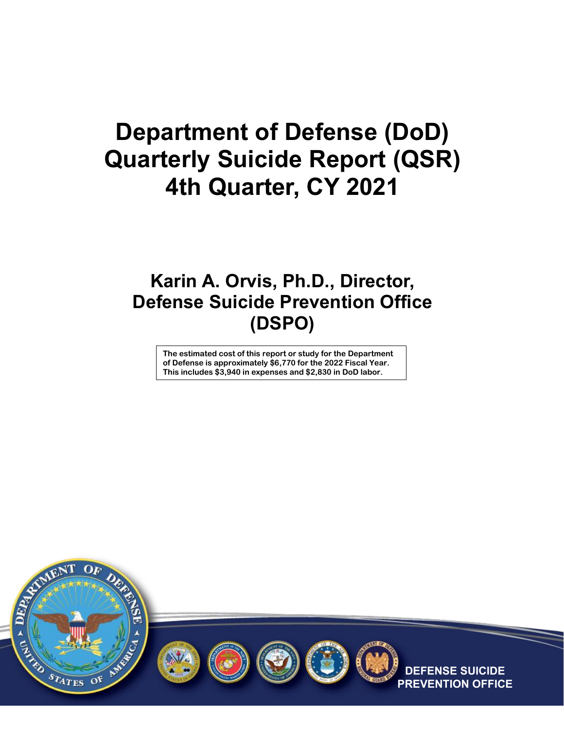# Department of Defense (DoD) Quarterly Suicide Report (QSR) 4th Quarter, CY 2021

## Karin A. Orvis, Ph.D., Director, Defense Suicide Prevention Office (DSPO)

**The estimated cost of this report or study for the Department of Defense is approximately $6,770 for the 2022 Fiscal Year. This includes $3,940 in expenses and $2,830 in DoD labor.**

DEFENSE SUICIDE PREVENTION OFFICE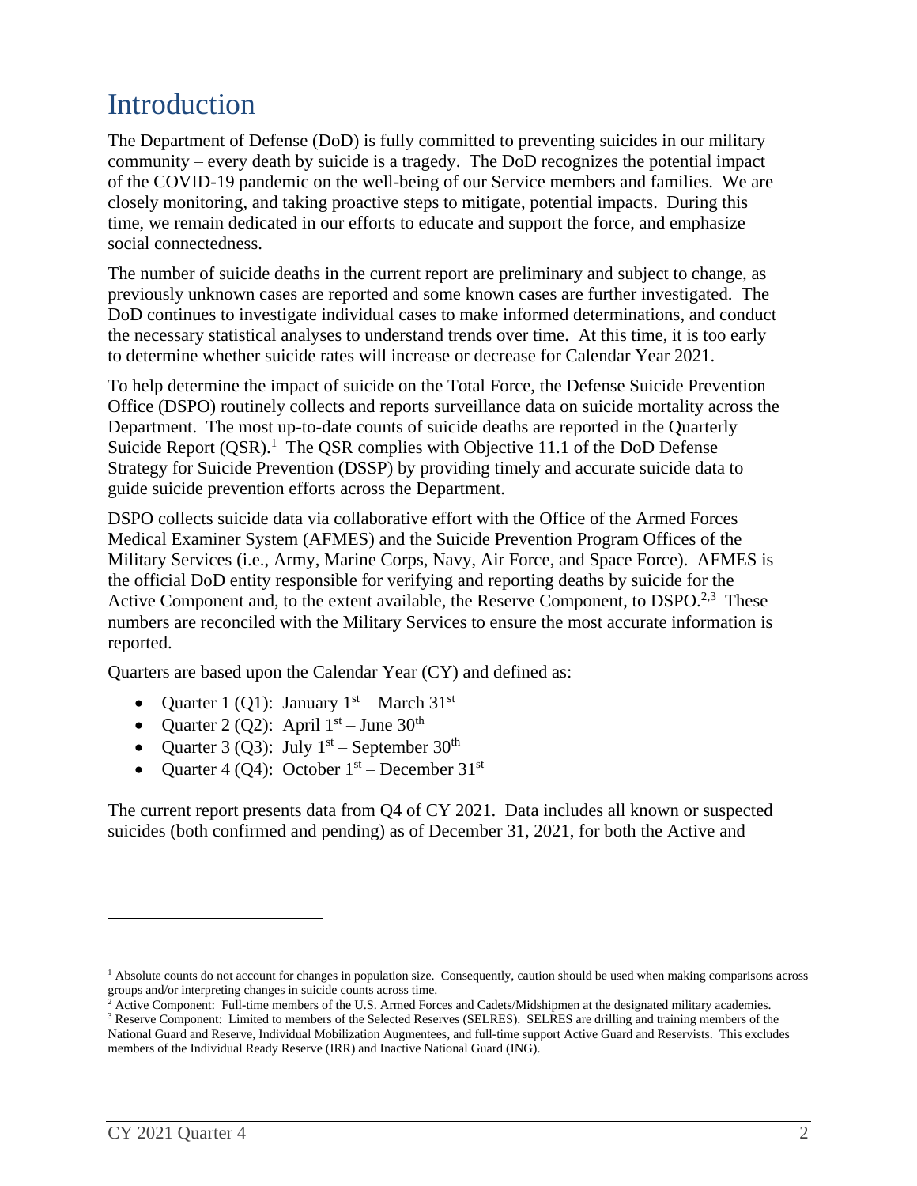# Introduction

The Department of Defense (DoD) is fully committed to preventing suicides in our military community – every death by suicide is a tragedy. The DoD recognizes the potential impact of the COVID-19 pandemic on the well-being of our Service members and families. We are closely monitoring, and taking proactive steps to mitigate, potential impacts. During this time, we remain dedicated in our efforts to educate and support the force, and emphasize social connectedness.

The number of suicide deaths in the current report are preliminary and subject to change, as previously unknown cases are reported and some known cases are further investigated. The DoD continues to investigate individual cases to make informed determinations, and conduct the necessary statistical analyses to understand trends over time. At this time, it is too early to determine whether suicide rates will increase or decrease for Calendar Year 2021.

To help determine the impact of suicide on the Total Force, the Defense Suicide Prevention Office (DSPO) routinely collects and reports surveillance data on suicide mortality across the Department. The most up-to-date counts of suicide deaths are reported in the Quarterly Suicide Report (QSR).[1] The QSR complies with Objective 11.1 of the DoD Defense Strategy for Suicide Prevention (DSSP) by providing timely and accurate suicide data to guide suicide prevention efforts across the Department.

DSPO collects suicide data via collaborative effort with the Office of the Armed Forces Medical Examiner System (AFMES) and the Suicide Prevention Program Offices of the Military Services (i.e., Army, Marine Corps, Navy, Air Force, and Space Force). AFMES is the official DoD entity responsible for verifying and reporting deaths by suicide for the Active Component and, to the extent available, the Reserve Component, to DSPO.[2,3] These numbers are reconciled with the Military Services to ensure the most accurate information is reported.

Quarters are based upon the Calendar Year (CY) and defined as:

- Quarter 1 (Q1): January 1st – March 31st
- Quarter 2 (Q2): April 1st – June 30th
- Quarter 3 (Q3): July 1st – September 30th
- Quarter 4 (Q4): October 1st – December 31st

The current report presents data from Q4 of CY 2021. Data includes all known or suspected suicides (both confirmed and pending) as of December 31, 2021, for both the Active and

---

[1] Absolute counts do not account for changes in population size. Consequently, caution should be used when making comparisons across groups and/or interpreting changes in suicide counts across time.

[2] Active Component: Full-time members of the U.S. Armed Forces and Cadets/Midshipmen at the designated military academies.

[3] Reserve Component: Limited to members of the Selected Reserves (SELRES). SELRES are drilling and training members of the National Guard and Reserve, Individual Mobilization Augmentees, and full-time support Active Guard and Reservists. This excludes members of the Individual Ready Reserve (IRR) and Inactive National Guard (ING).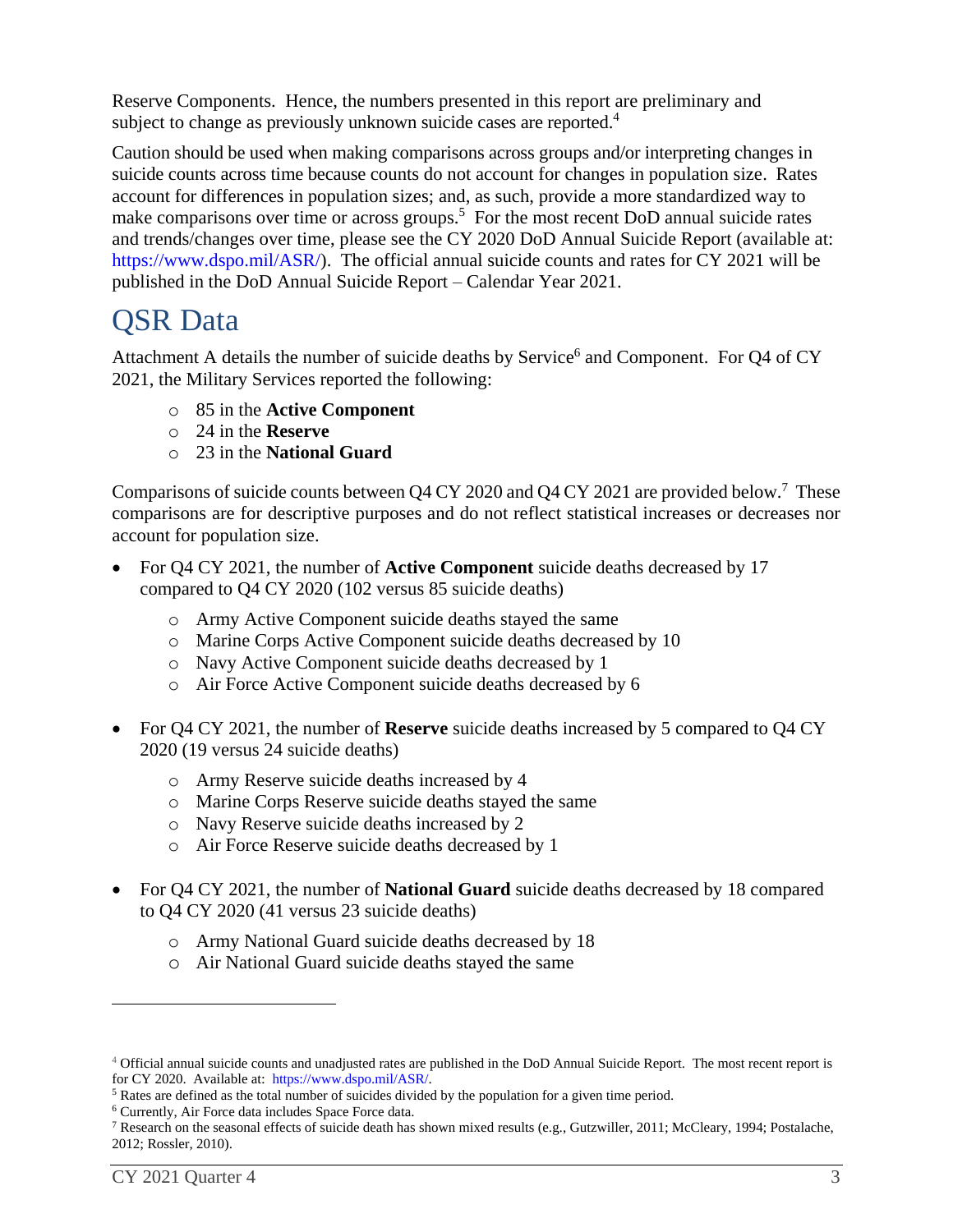Reserve Components. Hence, the numbers presented in this report are preliminary and subject to change as previously unknown suicide cases are reported.[4]

Caution should be used when making comparisons across groups and/or interpreting changes in suicide counts across time because counts do not account for changes in population size. Rates account for differences in population sizes; and, as such, provide a more standardized way to make comparisons over time or across groups.[5] For the most recent DoD annual suicide rates and trends/changes over time, please see the CY 2020 DoD Annual Suicide Report (available at: https://www.dspo.mil/ASR/). The official annual suicide counts and rates for CY 2021 will be published in the DoD Annual Suicide Report – Calendar Year 2021.

# QSR Data

Attachment A details the number of suicide deaths by Service[6] and Component. For Q4 of CY 2021, the Military Services reported the following:

- 85 in the **Active Component**
- 24 in the **Reserve**
- 23 in the **National Guard**

Comparisons of suicide counts between Q4 CY 2020 and Q4 CY 2021 are provided below.[7] These comparisons are for descriptive purposes and do not reflect statistical increases or decreases nor account for population size.

- For Q4 CY 2021, the number of **Active Component** suicide deaths decreased by 17 compared to Q4 CY 2020 (102 versus 85 suicide deaths)
  - Army Active Component suicide deaths stayed the same
  - Marine Corps Active Component suicide deaths decreased by 10
  - Navy Active Component suicide deaths decreased by 1
  - Air Force Active Component suicide deaths decreased by 6

- For Q4 CY 2021, the number of **Reserve** suicide deaths increased by 5 compared to Q4 CY 2020 (19 versus 24 suicide deaths)
  - Army Reserve suicide deaths increased by 4
  - Marine Corps Reserve suicide deaths stayed the same
  - Navy Reserve suicide deaths increased by 2
  - Air Force Reserve suicide deaths decreased by 1

- For Q4 CY 2021, the number of **National Guard** suicide deaths decreased by 18 compared to Q4 CY 2020 (41 versus 23 suicide deaths)
  - Army National Guard suicide deaths decreased by 18
  - Air National Guard suicide deaths stayed the same

---

[4] Official annual suicide counts and unadjusted rates are published in the DoD Annual Suicide Report. The most recent report is for CY 2020. Available at: https://www.dspo.mil/ASR/.

[5] Rates are defined as the total number of suicides divided by the population for a given time period.

[6] Currently, Air Force data includes Space Force data.

[7] Research on the seasonal effects of suicide death has shown mixed results (e.g., Gutzwiller, 2011; McCleary, 1994; Postalache, 2012; Rossler, 2010).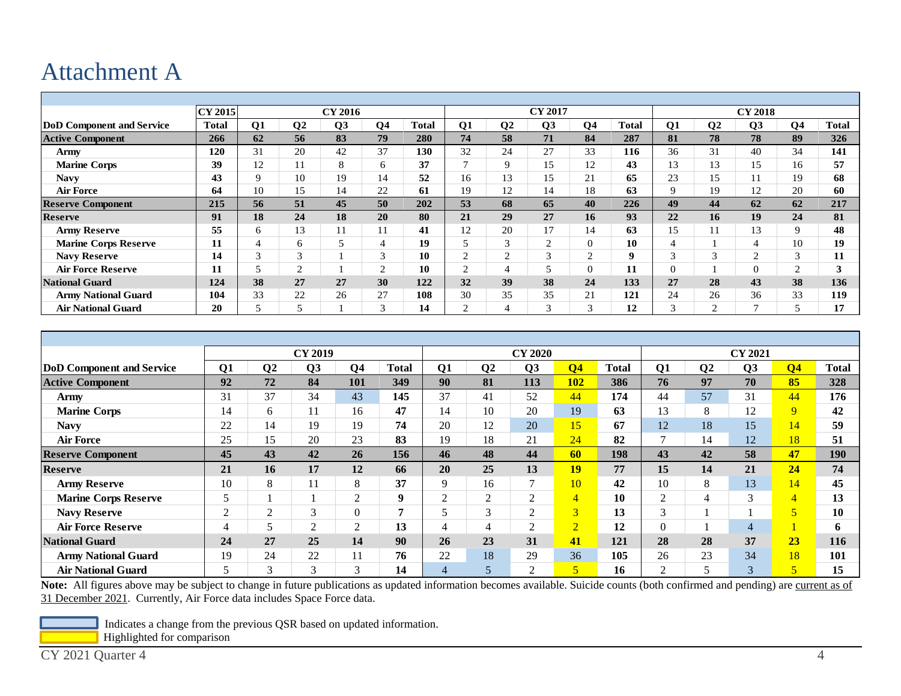# Attachment A

| DoD Component and Service | CY 2015 Total | CY 2016 Q1 | Q2 | Q3 | Q4 | Total | CY 2017 Q1 | Q2 | Q3 | Q4 | Total | CY 2018 Q1 | Q2 | Q3 | Q4 | Total |
|---|---|---|---|---|---|---|---|---|---|---|---|---|---|---|---|---|
| **Active Component** | **266** | **62** | **56** | **83** | **79** | **280** | **74** | **58** | **71** | **84** | **287** | **81** | **78** | **78** | **89** | **326** |
| **Army** | **120** | 31 | 20 | 42 | 37 | **130** | 32 | 24 | 27 | 33 | **116** | 36 | 31 | 40 | 34 | **141** |
| **Marine Corps** | **39** | 12 | 11 | 8 | 6 | **37** | 7 | 9 | 15 | 12 | **43** | 13 | 13 | 15 | 16 | **57** |
| **Navy** | **43** | 9 | 10 | 19 | 14 | **52** | 16 | 13 | 15 | 21 | **65** | 23 | 15 | 11 | 19 | **68** |
| **Air Force** | **64** | 10 | 15 | 14 | 22 | **61** | 19 | 12 | 14 | 18 | **63** | 9 | 19 | 12 | 20 | **60** |
| **Reserve Component** | **215** | **56** | **51** | **45** | **50** | **202** | **53** | **68** | **65** | **40** | **226** | **49** | **44** | **62** | **62** | **217** |
| **Reserve** | **91** | **18** | **24** | **18** | **20** | **80** | **21** | **29** | **27** | **16** | **93** | **22** | **16** | **19** | **24** | **81** |
| **Army Reserve** | **55** | 6 | 13 | 11 | 11 | **41** | 12 | 20 | 17 | 14 | **63** | 15 | 11 | 13 | 9 | **48** |
| **Marine Corps Reserve** | **11** | 4 | 6 | 5 | 4 | **19** | 5 | 3 | 2 | 0 | **10** | 4 | 1 | 4 | 10 | **19** |
| **Navy Reserve** | **14** | 3 | 3 | 1 | 3 | **10** | 2 | 2 | 3 | 2 | **9** | 3 | 3 | 2 | 3 | **11** |
| **Air Force Reserve** | **11** | 5 | 2 | 1 | 2 | **10** | 2 | 4 | 5 | 0 | **11** | 0 | 1 | 0 | 2 | **3** |
| **National Guard** | **124** | **38** | **27** | **27** | **30** | **122** | **32** | **39** | **38** | **24** | **133** | **27** | **28** | **43** | **38** | **136** |
| **Army National Guard** | **104** | 33 | 22 | 26 | 27 | **108** | 30 | 35 | 35 | 21 | **121** | 24 | 26 | 36 | 33 | **119** |
| **Air National Guard** | **20** | 5 | 5 | 1 | 3 | **14** | 2 | 4 | 3 | 3 | **12** | 3 | 2 | 7 | 5 | **17** |

| DoD Component and Service | CY 2019 Q1 | Q2 | Q3 | Q4 | Total | CY 2020 Q1 | Q2 | Q3 | Q4 | Total | CY 2021 Q1 | Q2 | Q3 | Q4 | Total |
|---|---|---|---|---|---|---|---|---|---|---|---|---|---|---|---|
| **Active Component** | **92** | **72** | **84** | **101** | **349** | **90** | **81** | **113** | **102** | **386** | **76** | **97** | **70** | **85** | **328** |
| **Army** | 31 | 37 | 34 | 43 | **145** | 37 | 41 | 52 | 44 | **174** | 44 | 57 | 31 | 44 | **176** |
| **Marine Corps** | 14 | 6 | 11 | 16 | **47** | 14 | 10 | 20 | 19 | **63** | 13 | 8 | 12 | 9 | **42** |
| **Navy** | 22 | 14 | 19 | 19 | **74** | 20 | 12 | 20 | 15 | **67** | 12 | 18 | 15 | 14 | **59** |
| **Air Force** | 25 | 15 | 20 | 23 | **83** | 19 | 18 | 21 | 24 | **82** | 7 | 14 | 12 | 18 | **51** |
| **Reserve Component** | **45** | **43** | **42** | **26** | **156** | **46** | **48** | **44** | **60** | **198** | **43** | **42** | **58** | **47** | **190** |
| **Reserve** | **21** | **16** | **17** | **12** | **66** | **20** | **25** | **13** | **19** | **77** | **15** | **14** | **21** | **24** | **74** |
| **Army Reserve** | 10 | 8 | 11 | 8 | **37** | 9 | 16 | 7 | 10 | **42** | 10 | 8 | 13 | 14 | **45** |
| **Marine Corps Reserve** | 5 | 1 | 1 | 2 | **9** | 2 | 2 | 2 | 4 | **10** | 2 | 4 | 3 | 4 | **13** |
| **Navy Reserve** | 2 | 2 | 3 | 0 | **7** | 5 | 3 | 2 | 3 | **13** | 3 | 1 | 1 | 5 | **10** |
| **Air Force Reserve** | 4 | 5 | 2 | 2 | **13** | 4 | 4 | 2 | 2 | **12** | 0 | 1 | 4 | 1 | **6** |
| **National Guard** | **24** | **27** | **25** | **14** | **90** | **26** | **23** | **31** | **41** | **121** | **28** | **28** | **37** | **23** | **116** |
| **Army National Guard** | 19 | 24 | 22 | 11 | **76** | 22 | 18 | 29 | 36 | **105** | 26 | 23 | 34 | 18 | **101** |
| **Air National Guard** | 5 | 3 | 3 | 3 | **14** | 4 | 5 | 2 | 5 | **16** | 2 | 5 | 3 | 5 | **15** |

**Note:** All figures above may be subject to change in future publications as updated information becomes available. Suicide counts (both confirmed and pending) are current as of 31 December 2021. Currently, Air Force data includes Space Force data.

Indicates a change from the previous QSR based on updated information.

Highlighted for comparison